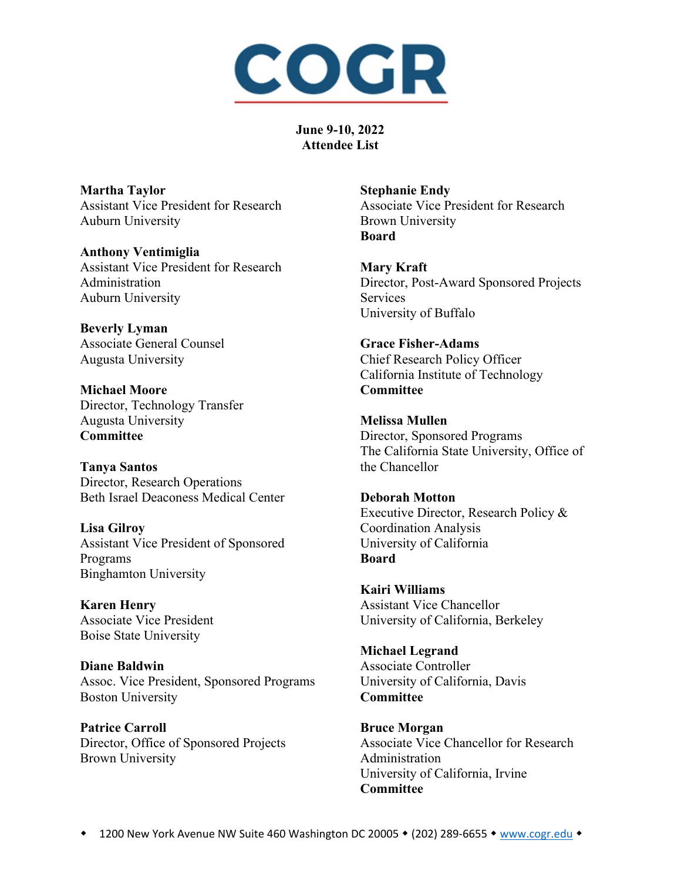# COGR

**June 9-10, 2022**
**Attendee List**

**Martha Taylor**
Assistant Vice President for Research
Auburn University

**Anthony Ventimiglia**
Assistant Vice President for Research Administration
Auburn University

**Beverly Lyman**
Associate General Counsel
Augusta University

**Michael Moore**
Director, Technology Transfer
Augusta University
**Committee**

**Tanya Santos**
Director, Research Operations
Beth Israel Deaconess Medical Center

**Lisa Gilroy**
Assistant Vice President of Sponsored Programs
Binghamton University

**Karen Henry**
Associate Vice President
Boise State University

**Diane Baldwin**
Assoc. Vice President, Sponsored Programs
Boston University

**Patrice Carroll**
Director, Office of Sponsored Projects
Brown University

**Stephanie Endy**
Associate Vice President for Research
Brown University
**Board**

**Mary Kraft**
Director, Post-Award Sponsored Projects Services
University of Buffalo

**Grace Fisher-Adams**
Chief Research Policy Officer
California Institute of Technology
**Committee**

**Melissa Mullen**
Director, Sponsored Programs
The California State University, Office of the Chancellor

**Deborah Motton**
Executive Director, Research Policy & Coordination Analysis
University of California
**Board**

**Kairi Williams**
Assistant Vice Chancellor
University of California, Berkeley

**Michael Legrand**
Associate Controller
University of California, Davis
**Committee**

**Bruce Morgan**
Associate Vice Chancellor for Research Administration
University of California, Irvine
**Committee**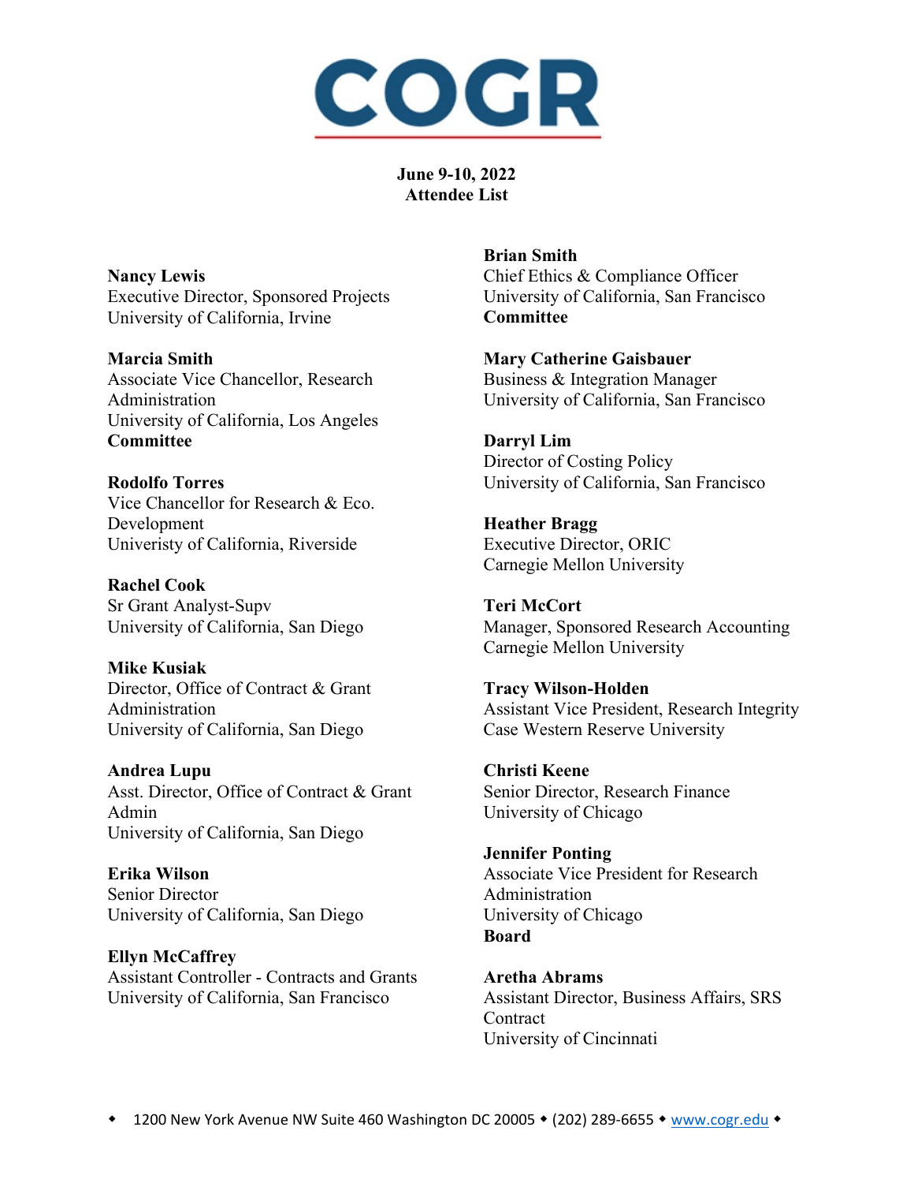# COGR

**June 9-10, 2022**
**Attendee List**

**Nancy Lewis**
Executive Director, Sponsored Projects
University of California, Irvine

**Marcia Smith**
Associate Vice Chancellor, Research Administration
University of California, Los Angeles
**Committee**

**Rodolfo Torres**
Vice Chancellor for Research & Eco. Development
Univeristy of California, Riverside

**Rachel Cook**
Sr Grant Analyst-Supv
University of California, San Diego

**Mike Kusiak**
Director, Office of Contract & Grant Administration
University of California, San Diego

**Andrea Lupu**
Asst. Director, Office of Contract & Grant Admin
University of California, San Diego

**Erika Wilson**
Senior Director
University of California, San Diego

**Ellyn McCaffrey**
Assistant Controller - Contracts and Grants
University of California, San Francisco

**Brian Smith**
Chief Ethics & Compliance Officer
University of California, San Francisco
**Committee**

**Mary Catherine Gaisbauer**
Business & Integration Manager
University of California, San Francisco

**Darryl Lim**
Director of Costing Policy
University of California, San Francisco

**Heather Bragg**
Executive Director, ORIC
Carnegie Mellon University

**Teri McCort**
Manager, Sponsored Research Accounting
Carnegie Mellon University

**Tracy Wilson-Holden**
Assistant Vice President, Research Integrity
Case Western Reserve University

**Christi Keene**
Senior Director, Research Finance
University of Chicago

**Jennifer Ponting**
Associate Vice President for Research Administration
University of Chicago
**Board**

**Aretha Abrams**
Assistant Director, Business Affairs, SRS Contract
University of Cincinnati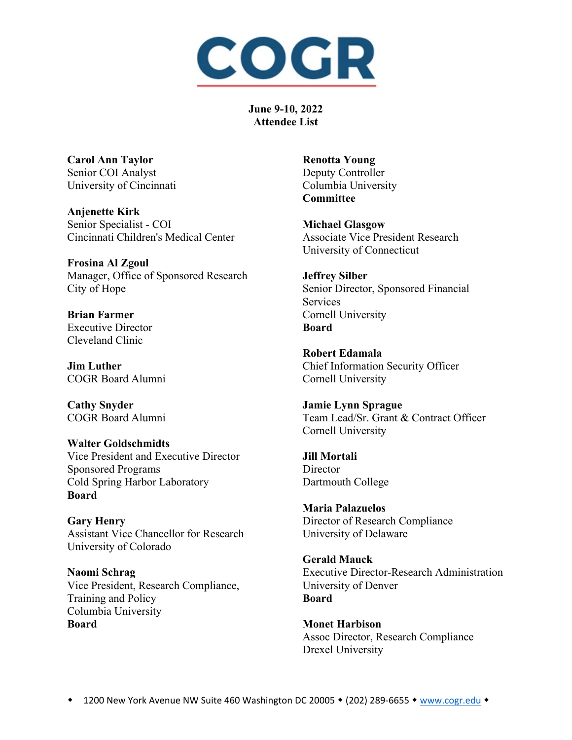# COGR

**June 9-10, 2022**
**Attendee List**

**Carol Ann Taylor**
Senior COI Analyst
University of Cincinnati

**Anjenette Kirk**
Senior Specialist - COI
Cincinnati Children's Medical Center

**Frosina Al Zgoul**
Manager, Office of Sponsored Research
City of Hope

**Brian Farmer**
Executive Director
Cleveland Clinic

**Jim Luther**
COGR Board Alumni

**Cathy Snyder**
COGR Board Alumni

**Walter Goldschmidts**
Vice President and Executive Director
Sponsored Programs
Cold Spring Harbor Laboratory
**Board**

**Gary Henry**
Assistant Vice Chancellor for Research
University of Colorado

**Naomi Schrag**
Vice President, Research Compliance,
Training and Policy
Columbia University
**Board**

**Renotta Young**
Deputy Controller
Columbia University
**Committee**

**Michael Glasgow**
Associate Vice President Research
University of Connecticut

**Jeffrey Silber**
Senior Director, Sponsored Financial
Services
Cornell University
**Board**

**Robert Edamala**
Chief Information Security Officer
Cornell University

**Jamie Lynn Sprague**
Team Lead/Sr. Grant & Contract Officer
Cornell University

**Jill Mortali**
Director
Dartmouth College

**Maria Palazuelos**
Director of Research Compliance
University of Delaware

**Gerald Mauck**
Executive Director-Research Administration
University of Denver
**Board**

**Monet Harbison**
Assoc Director, Research Compliance
Drexel University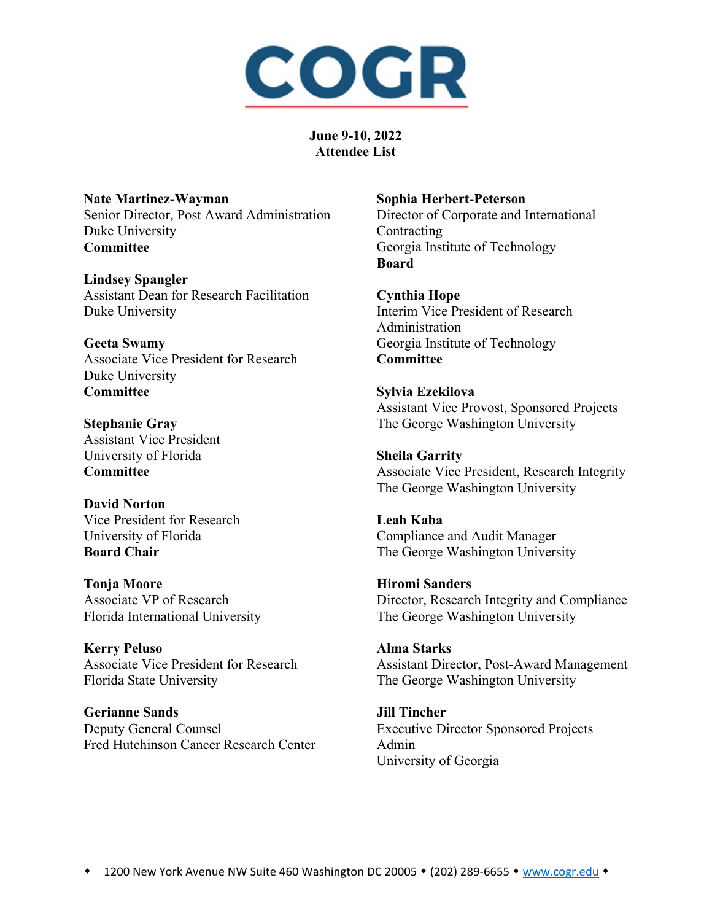# COGR

**June 9-10, 2022**
**Attendee List**

**Nate Martinez-Wayman**
Senior Director, Post Award Administration
Duke University
**Committee**

**Lindsey Spangler**
Assistant Dean for Research Facilitation
Duke University

**Geeta Swamy**
Associate Vice President for Research
Duke University
**Committee**

**Stephanie Gray**
Assistant Vice President
University of Florida
**Committee**

**David Norton**
Vice President for Research
University of Florida
**Board Chair**

**Tonja Moore**
Associate VP of Research
Florida International University

**Kerry Peluso**
Associate Vice President for Research
Florida State University

**Gerianne Sands**
Deputy General Counsel
Fred Hutchinson Cancer Research Center

**Sophia Herbert-Peterson**
Director of Corporate and International Contracting
Georgia Institute of Technology
**Board**

**Cynthia Hope**
Interim Vice President of Research Administration
Georgia Institute of Technology
**Committee**

**Sylvia Ezekilova**
Assistant Vice Provost, Sponsored Projects
The George Washington University

**Sheila Garrity**
Associate Vice President, Research Integrity
The George Washington University

**Leah Kaba**
Compliance and Audit Manager
The George Washington University

**Hiromi Sanders**
Director, Research Integrity and Compliance
The George Washington University

**Alma Starks**
Assistant Director, Post-Award Management
The George Washington University

**Jill Tincher**
Executive Director Sponsored Projects Admin
University of Georgia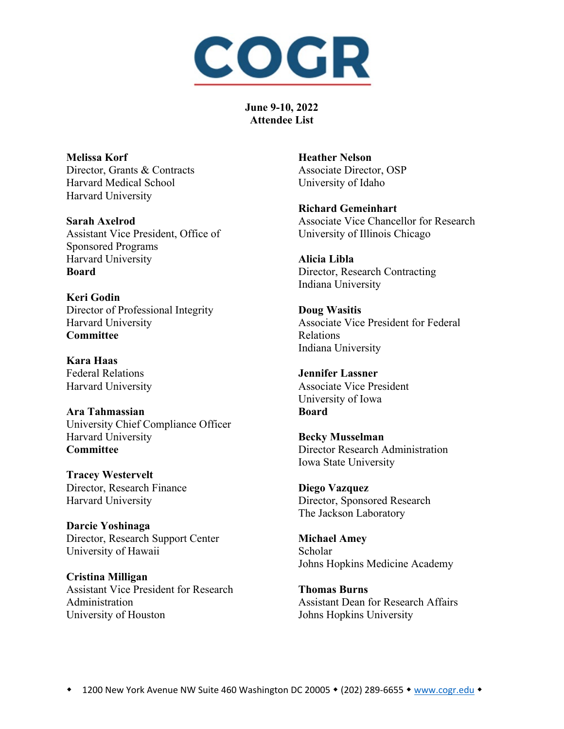# COGR

**June 9-10, 2022**
**Attendee List**

**Melissa Korf**
Director, Grants & Contracts
Harvard Medical School
Harvard University

**Sarah Axelrod**
Assistant Vice President, Office of Sponsored Programs
Harvard University
**Board**

**Keri Godin**
Director of Professional Integrity
Harvard University
**Committee**

**Kara Haas**
Federal Relations
Harvard University

**Ara Tahmassian**
University Chief Compliance Officer
Harvard University
**Committee**

**Tracey Westervelt**
Director, Research Finance
Harvard University

**Darcie Yoshinaga**
Director, Research Support Center
University of Hawaii

**Cristina Milligan**
Assistant Vice President for Research Administration
University of Houston

**Heather Nelson**
Associate Director, OSP
University of Idaho

**Richard Gemeinhart**
Associate Vice Chancellor for Research
University of Illinois Chicago

**Alicia Libla**
Director, Research Contracting
Indiana University

**Doug Wasitis**
Associate Vice President for Federal Relations
Indiana University

**Jennifer Lassner**
Associate Vice President
University of Iowa
**Board**

**Becky Musselman**
Director Research Administration
Iowa State University

**Diego Vazquez**
Director, Sponsored Research
The Jackson Laboratory

**Michael Amey**
Scholar
Johns Hopkins Medicine Academy

**Thomas Burns**
Assistant Dean for Research Affairs
Johns Hopkins University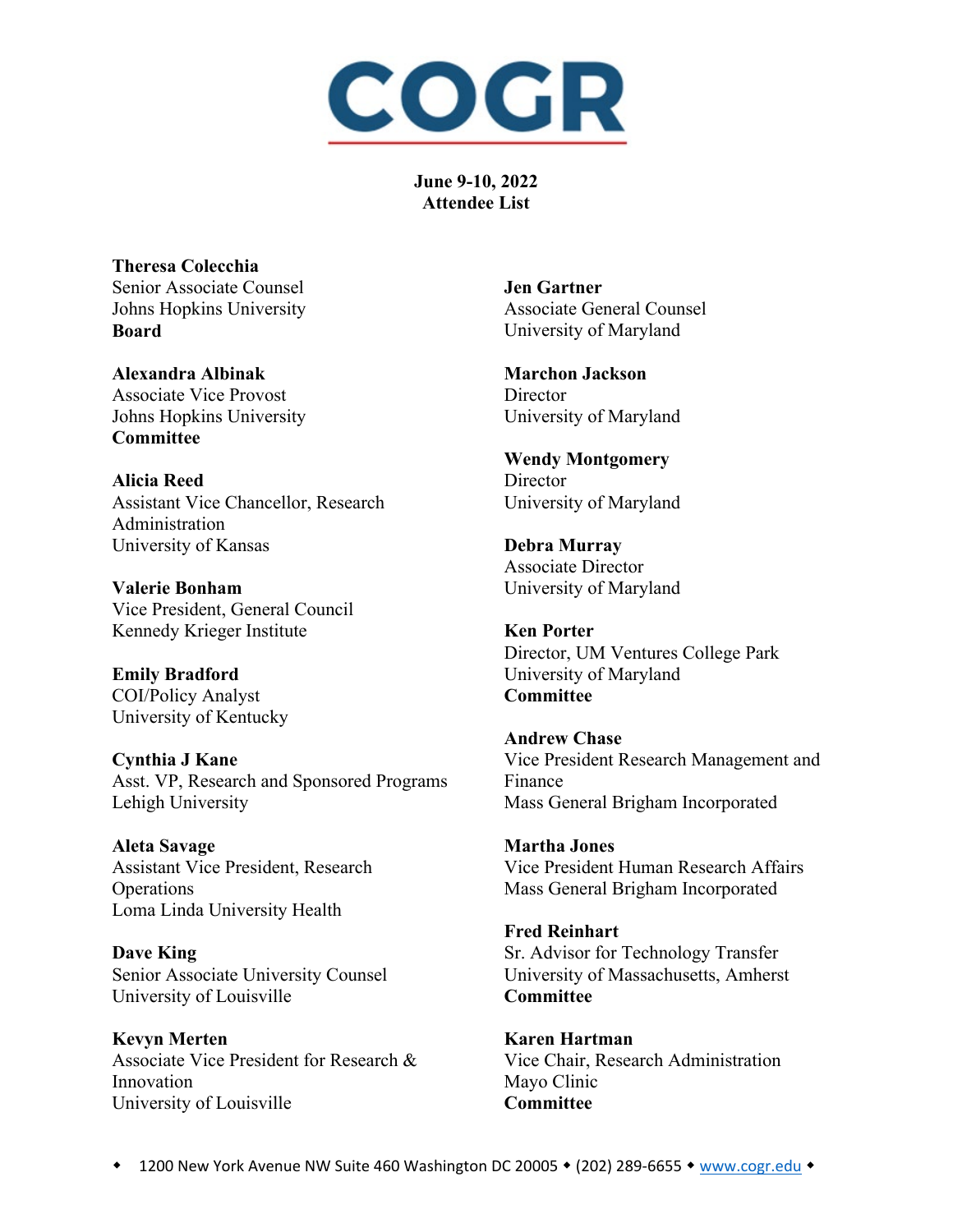# COGR

**June 9-10, 2022**
**Attendee List**

**Theresa Colecchia**
Senior Associate Counsel
Johns Hopkins University
**Board**

**Alexandra Albinak**
Associate Vice Provost
Johns Hopkins University
**Committee**

**Alicia Reed**
Assistant Vice Chancellor, Research Administration
University of Kansas

**Valerie Bonham**
Vice President, General Council
Kennedy Krieger Institute

**Emily Bradford**
COI/Policy Analyst
University of Kentucky

**Cynthia J Kane**
Asst. VP, Research and Sponsored Programs
Lehigh University

**Aleta Savage**
Assistant Vice President, Research Operations
Loma Linda University Health

**Dave King**
Senior Associate University Counsel
University of Louisville

**Kevyn Merten**
Associate Vice President for Research & Innovation
University of Louisville

**Jen Gartner**
Associate General Counsel
University of Maryland

**Marchon Jackson**
Director
University of Maryland

**Wendy Montgomery**
Director
University of Maryland

**Debra Murray**
Associate Director
University of Maryland

**Ken Porter**
Director, UM Ventures College Park
University of Maryland
**Committee**

**Andrew Chase**
Vice President Research Management and Finance
Mass General Brigham Incorporated

**Martha Jones**
Vice President Human Research Affairs
Mass General Brigham Incorporated

**Fred Reinhart**
Sr. Advisor for Technology Transfer
University of Massachusetts, Amherst
**Committee**

**Karen Hartman**
Vice Chair, Research Administration
Mayo Clinic
**Committee**

◆ 1200 New York Avenue NW Suite 460 Washington DC 20005 ◆ (202) 289-6655 ◆ www.cogr.edu ◆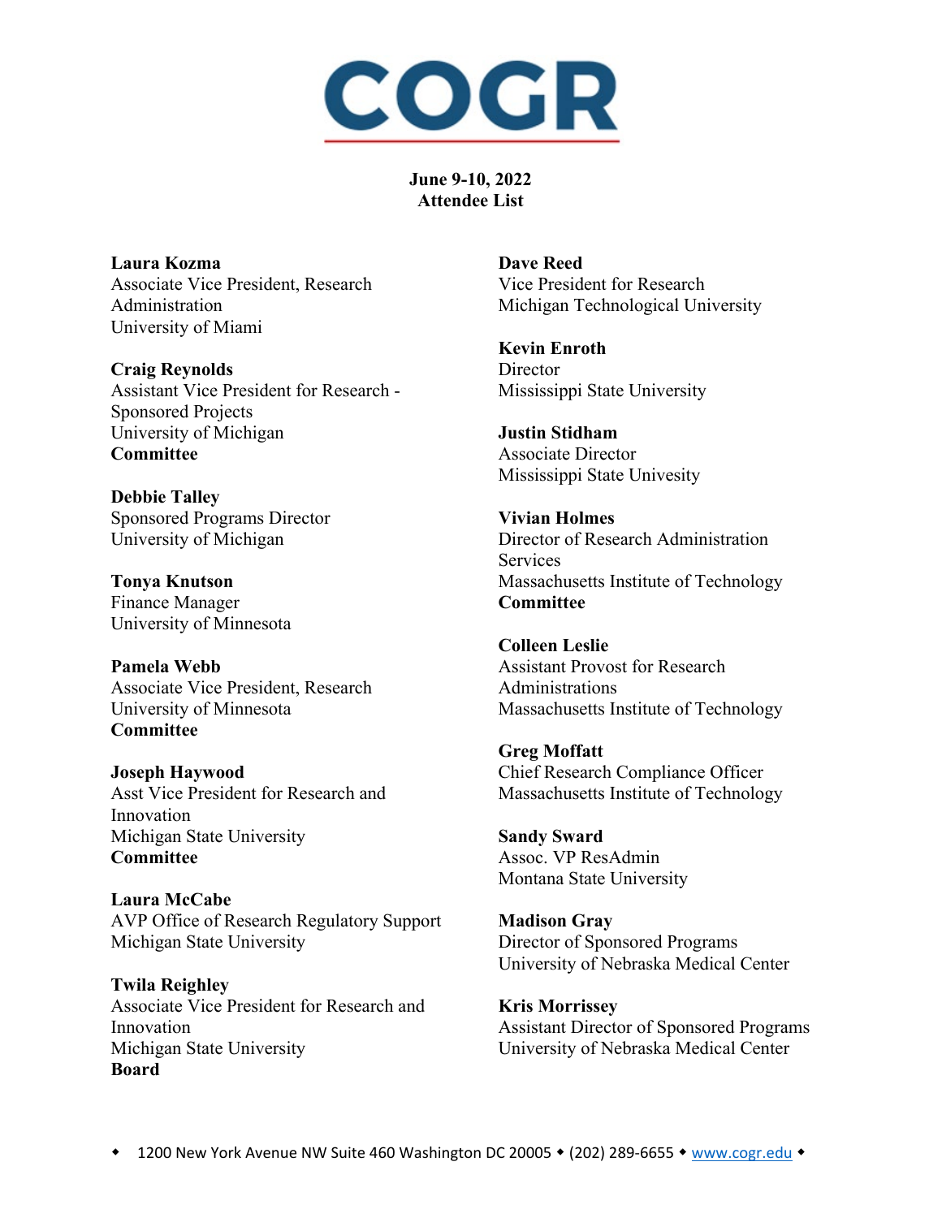# COGR

**June 9-10, 2022**
**Attendee List**

**Laura Kozma**
Associate Vice President, Research Administration
University of Miami

**Craig Reynolds**
Assistant Vice President for Research - Sponsored Projects
University of Michigan
**Committee**

**Debbie Talley**
Sponsored Programs Director
University of Michigan

**Tonya Knutson**
Finance Manager
University of Minnesota

**Pamela Webb**
Associate Vice President, Research
University of Minnesota
**Committee**

**Joseph Haywood**
Asst Vice President for Research and Innovation
Michigan State University
**Committee**

**Laura McCabe**
AVP Office of Research Regulatory Support
Michigan State University

**Twila Reighley**
Associate Vice President for Research and Innovation
Michigan State University
**Board**

**Dave Reed**
Vice President for Research
Michigan Technological University

**Kevin Enroth**
Director
Mississippi State University

**Justin Stidham**
Associate Director
Mississippi State Univesity

**Vivian Holmes**
Director of Research Administration Services
Massachusetts Institute of Technology
**Committee**

**Colleen Leslie**
Assistant Provost for Research Administrations
Massachusetts Institute of Technology

**Greg Moffatt**
Chief Research Compliance Officer
Massachusetts Institute of Technology

**Sandy Sward**
Assoc. VP ResAdmin
Montana State University

**Madison Gray**
Director of Sponsored Programs
University of Nebraska Medical Center

**Kris Morrissey**
Assistant Director of Sponsored Programs
University of Nebraska Medical Center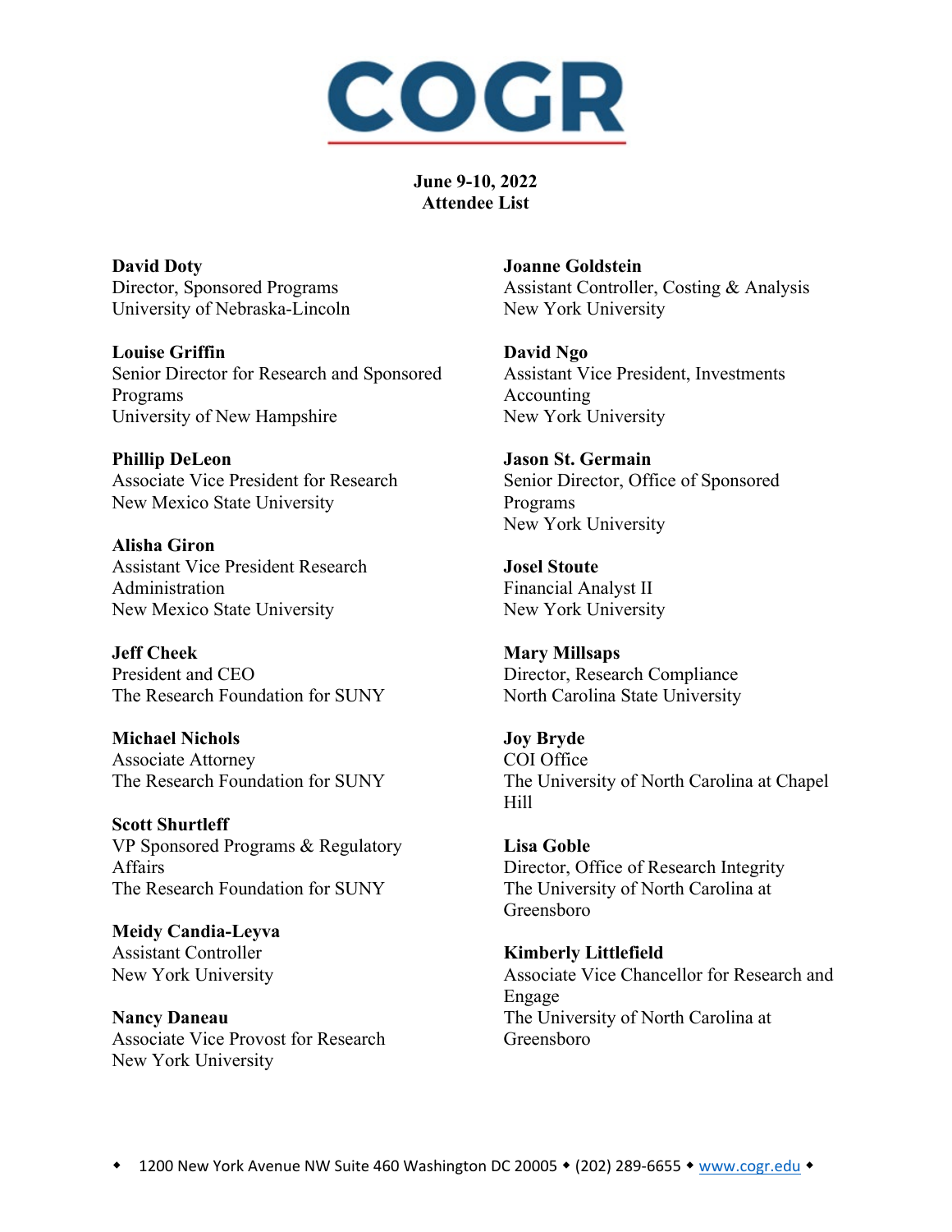# COGR

**June 9-10, 2022**
**Attendee List**

**David Doty**
Director, Sponsored Programs
University of Nebraska-Lincoln

**Louise Griffin**
Senior Director for Research and Sponsored Programs
University of New Hampshire

**Phillip DeLeon**
Associate Vice President for Research
New Mexico State University

**Alisha Giron**
Assistant Vice President Research Administration
New Mexico State University

**Jeff Cheek**
President and CEO
The Research Foundation for SUNY

**Michael Nichols**
Associate Attorney
The Research Foundation for SUNY

**Scott Shurtleff**
VP Sponsored Programs & Regulatory Affairs
The Research Foundation for SUNY

**Meidy Candia-Leyva**
Assistant Controller
New York University

**Nancy Daneau**
Associate Vice Provost for Research
New York University

**Joanne Goldstein**
Assistant Controller, Costing & Analysis
New York University

**David Ngo**
Assistant Vice President, Investments Accounting
New York University

**Jason St. Germain**
Senior Director, Office of Sponsored Programs
New York University

**Josel Stoute**
Financial Analyst II
New York University

**Mary Millsaps**
Director, Research Compliance
North Carolina State University

**Joy Bryde**
COI Office
The University of North Carolina at Chapel Hill

**Lisa Goble**
Director, Office of Research Integrity
The University of North Carolina at Greensboro

**Kimberly Littlefield**
Associate Vice Chancellor for Research and Engage
The University of North Carolina at Greensboro

1200 New York Avenue NW Suite 460 Washington DC 20005 • (202) 289-6655 • www.cogr.edu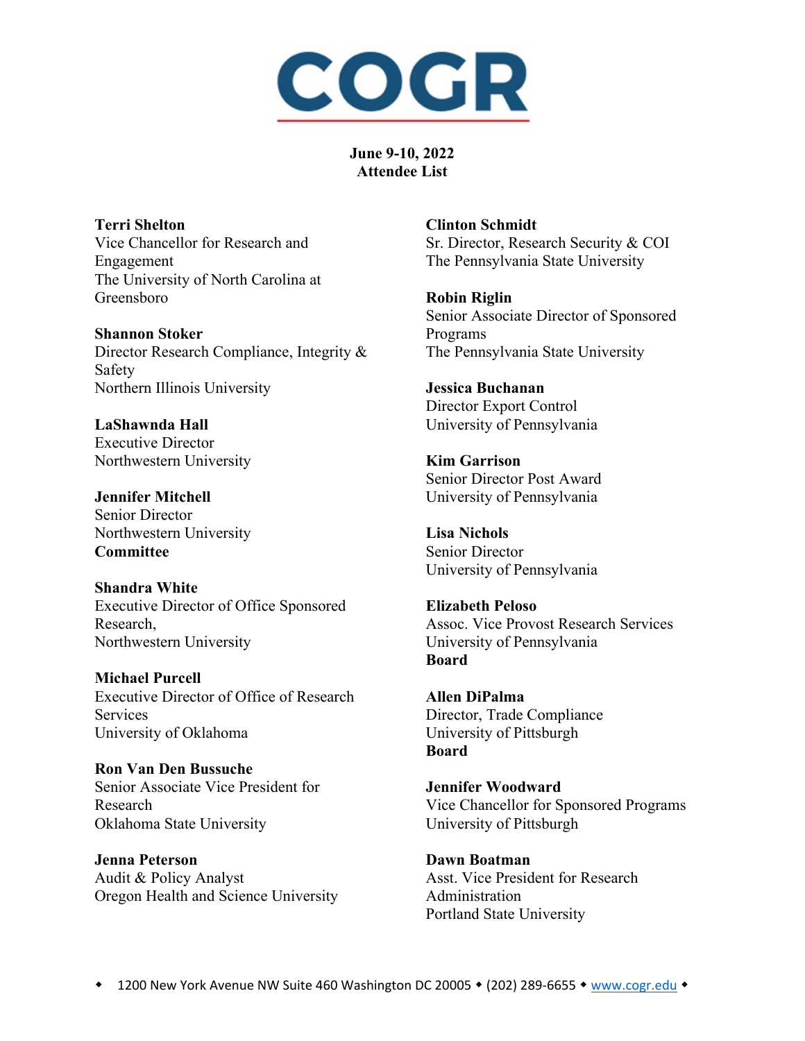# COGR

**June 9-10, 2022**
**Attendee List**

**Terri Shelton**
Vice Chancellor for Research and Engagement
The University of North Carolina at Greensboro

**Shannon Stoker**
Director Research Compliance, Integrity & Safety
Northern Illinois University

**LaShawnda Hall**
Executive Director
Northwestern University

**Jennifer Mitchell**
Senior Director
Northwestern University
**Committee**

**Shandra White**
Executive Director of Office Sponsored Research,
Northwestern University

**Michael Purcell**
Executive Director of Office of Research Services
University of Oklahoma

**Ron Van Den Bussuche**
Senior Associate Vice President for Research
Oklahoma State University

**Jenna Peterson**
Audit & Policy Analyst
Oregon Health and Science University

**Clinton Schmidt**
Sr. Director, Research Security & COI
The Pennsylvania State University

**Robin Riglin**
Senior Associate Director of Sponsored Programs
The Pennsylvania State University

**Jessica Buchanan**
Director Export Control
University of Pennsylvania

**Kim Garrison**
Senior Director Post Award
University of Pennsylvania

**Lisa Nichols**
Senior Director
University of Pennsylvania

**Elizabeth Peloso**
Assoc. Vice Provost Research Services
University of Pennsylvania
**Board**

**Allen DiPalma**
Director, Trade Compliance
University of Pittsburgh
**Board**

**Jennifer Woodward**
Vice Chancellor for Sponsored Programs
University of Pittsburgh

**Dawn Boatman**
Asst. Vice President for Research Administration
Portland State University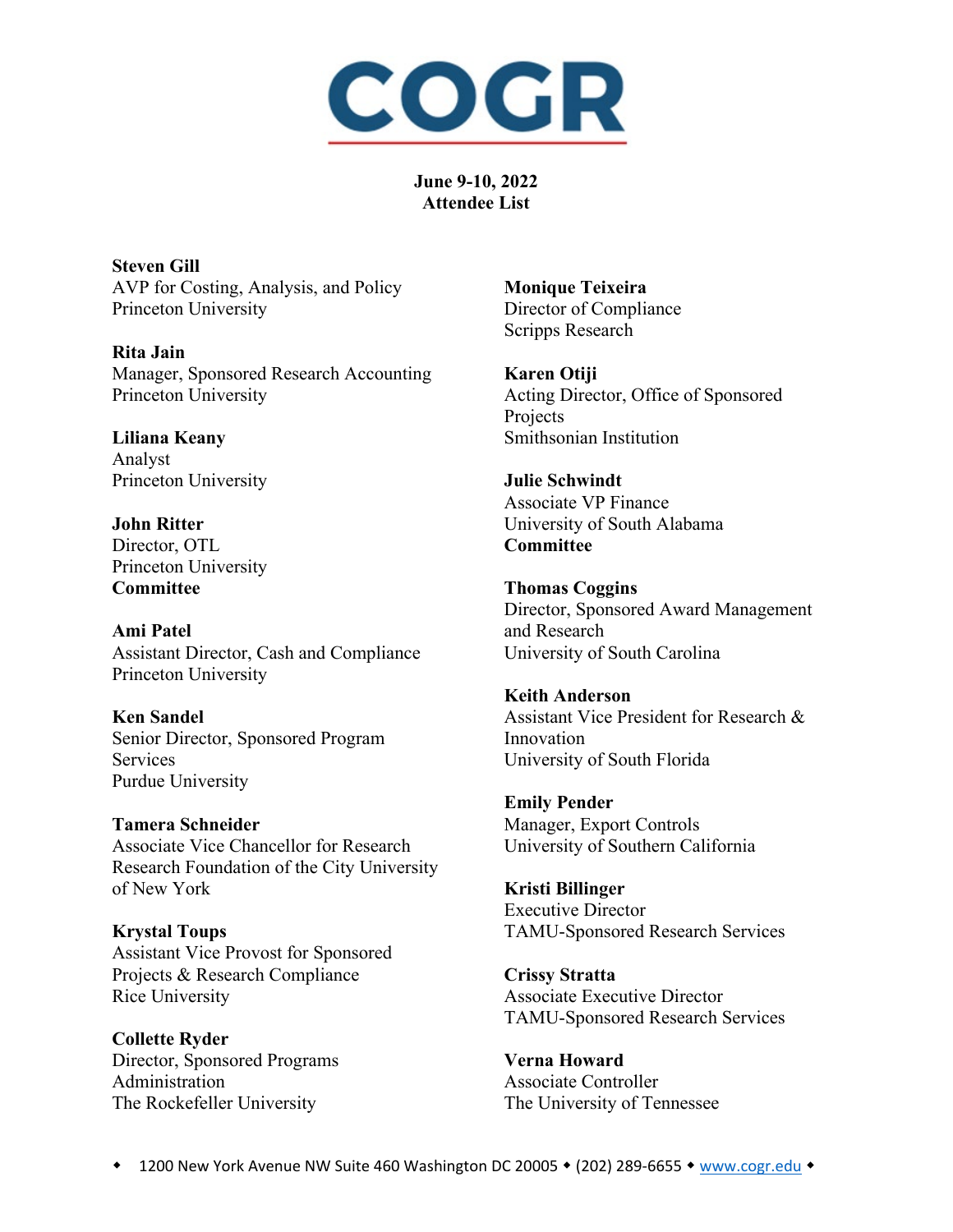# COGR

**June 9-10, 2022**
**Attendee List**

**Steven Gill**
AVP for Costing, Analysis, and Policy
Princeton University

**Rita Jain**
Manager, Sponsored Research Accounting
Princeton University

**Liliana Keany**
Analyst
Princeton University

**John Ritter**
Director, OTL
Princeton University
**Committee**

**Ami Patel**
Assistant Director, Cash and Compliance
Princeton University

**Ken Sandel**
Senior Director, Sponsored Program Services
Purdue University

**Tamera Schneider**
Associate Vice Chancellor for Research
Research Foundation of the City University of New York

**Krystal Toups**
Assistant Vice Provost for Sponsored Projects & Research Compliance
Rice University

**Collette Ryder**
Director, Sponsored Programs Administration
The Rockefeller University

**Monique Teixeira**
Director of Compliance
Scripps Research

**Karen Otiji**
Acting Director, Office of Sponsored Projects
Smithsonian Institution

**Julie Schwindt**
Associate VP Finance
University of South Alabama
**Committee**

**Thomas Coggins**
Director, Sponsored Award Management and Research
University of South Carolina

**Keith Anderson**
Assistant Vice President for Research & Innovation
University of South Florida

**Emily Pender**
Manager, Export Controls
University of Southern California

**Kristi Billinger**
Executive Director
TAMU-Sponsored Research Services

**Crissy Stratta**
Associate Executive Director
TAMU-Sponsored Research Services

**Verna Howard**
Associate Controller
The University of Tennessee

1200 New York Avenue NW Suite 460 Washington DC 20005 • (202) 289-6655 • www.cogr.edu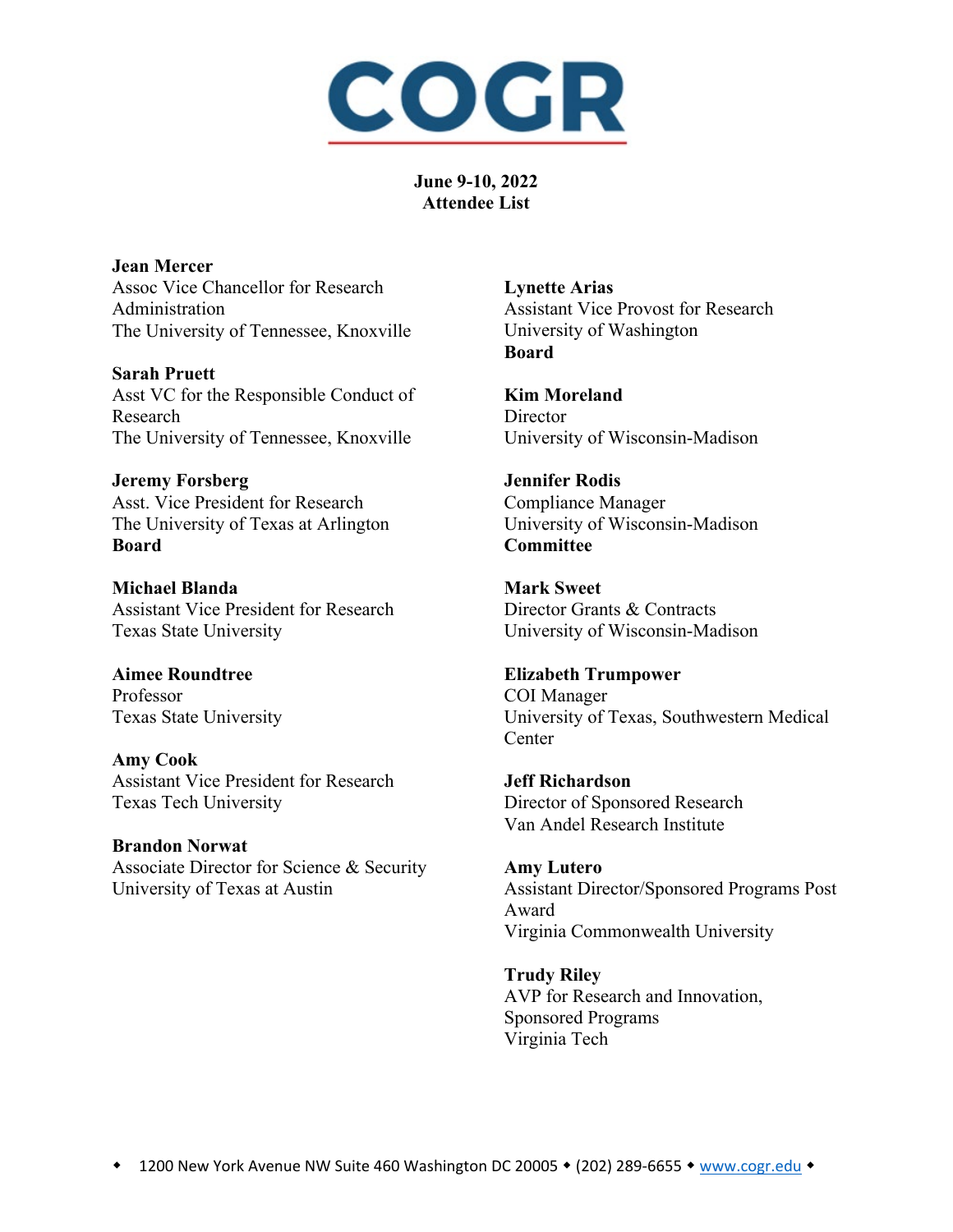COGR

**June 9-10, 2022**
**Attendee List**

**Jean Mercer**
Assoc Vice Chancellor for Research Administration
The University of Tennessee, Knoxville

**Sarah Pruett**
Asst VC for the Responsible Conduct of Research
The University of Tennessee, Knoxville

**Jeremy Forsberg**
Asst. Vice President for Research
The University of Texas at Arlington
**Board**

**Michael Blanda**
Assistant Vice President for Research
Texas State University

**Aimee Roundtree**
Professor
Texas State University

**Amy Cook**
Assistant Vice President for Research
Texas Tech University

**Brandon Norwat**
Associate Director for Science & Security
University of Texas at Austin

**Lynette Arias**
Assistant Vice Provost for Research
University of Washington
**Board**

**Kim Moreland**
Director
University of Wisconsin-Madison

**Jennifer Rodis**
Compliance Manager
University of Wisconsin-Madison
**Committee**

**Mark Sweet**
Director Grants & Contracts
University of Wisconsin-Madison

**Elizabeth Trumpower**
COI Manager
University of Texas, Southwestern Medical Center

**Jeff Richardson**
Director of Sponsored Research
Van Andel Research Institute

**Amy Lutero**
Assistant Director/Sponsored Programs Post Award
Virginia Commonwealth University

**Trudy Riley**
AVP for Research and Innovation, Sponsored Programs
Virginia Tech

◆ 1200 New York Avenue NW Suite 460 Washington DC 20005 ◆ (202) 289-6655 ◆ www.cogr.edu ◆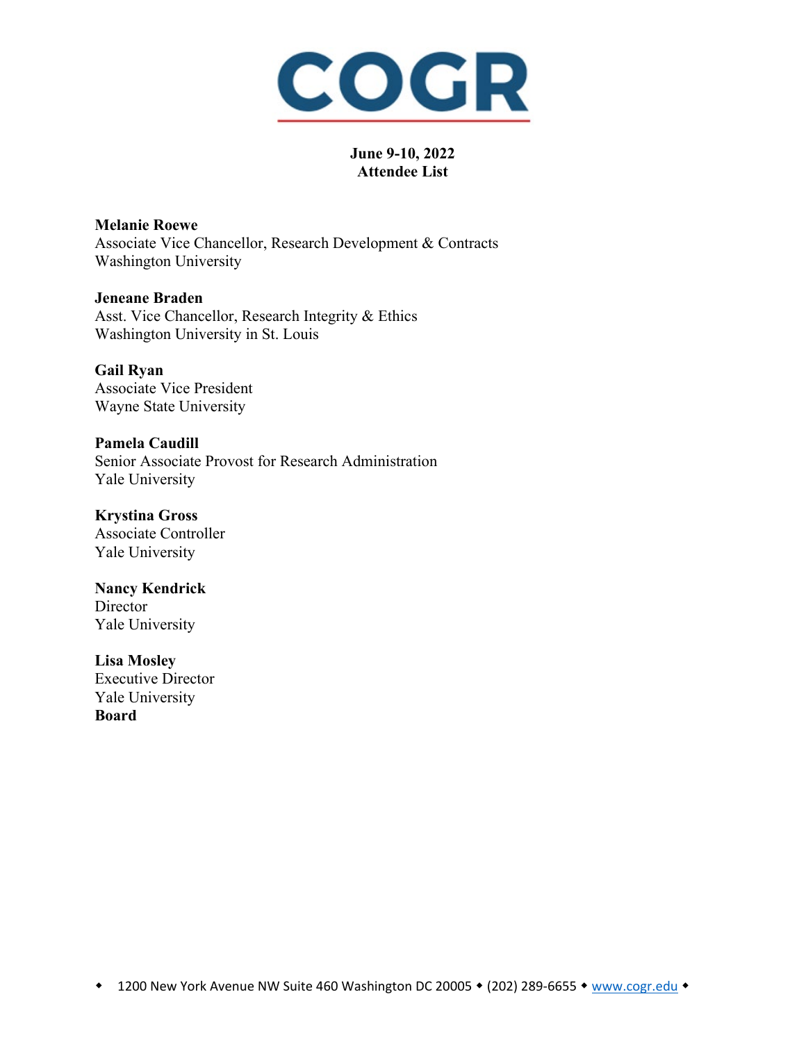# COGR

**June 9-10, 2022**
**Attendee List**

**Melanie Roewe**
Associate Vice Chancellor, Research Development & Contracts
Washington University

**Jeneane Braden**
Asst. Vice Chancellor, Research Integrity & Ethics
Washington University in St. Louis

**Gail Ryan**
Associate Vice President
Wayne State University

**Pamela Caudill**
Senior Associate Provost for Research Administration
Yale University

**Krystina Gross**
Associate Controller
Yale University

**Nancy Kendrick**
Director
Yale University

**Lisa Mosley**
Executive Director
Yale University
**Board**

◆ 1200 New York Avenue NW Suite 460 Washington DC 20005 ◆ (202) 289-6655 ◆ www.cogr.edu ◆